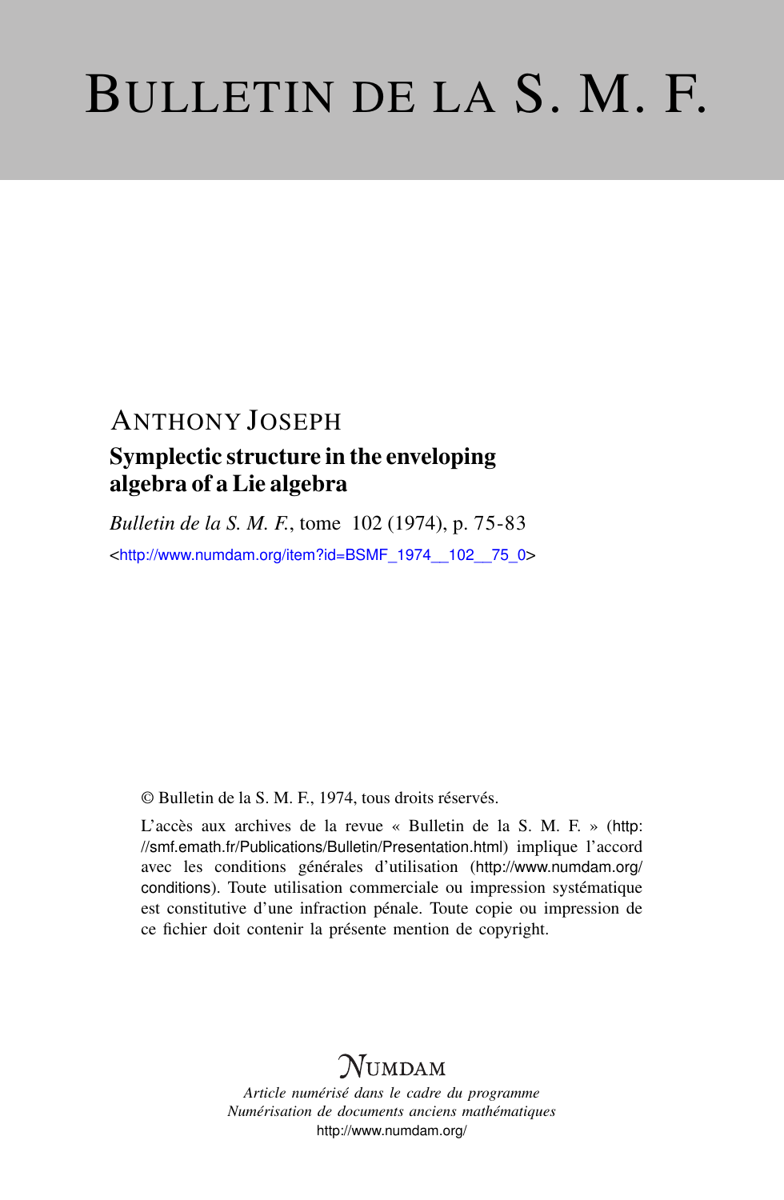# BULLETIN DE LA S. M. F.

ANTHONY JOSEPH

## Symplectic structure in the enveloping algebra of a Lie algebra

*Bulletin de la S. M. F.*, tome 102 (1974), p. 75-83

<http://www.numdam.org/item?id=BSMF_1974__102__75_0>

© Bulletin de la S. M. F., 1974, tous droits réservés.

L'accès aux archives de la revue « Bulletin de la S. M. F. » (http://smf.emath.fr/Publications/Bulletin/Presentation.html) implique l'accord avec les conditions générales d'utilisation (http://www.numdam.org/conditions). Toute utilisation commerciale ou impression systématique est constitutive d'une infraction pénale. Toute copie ou impression de ce fichier doit contenir la présente mention de copyright.

NUMDAM

*Article numérisé dans le cadre du programme*
*Numérisation de documents anciens mathématiques*
http://www.numdam.org/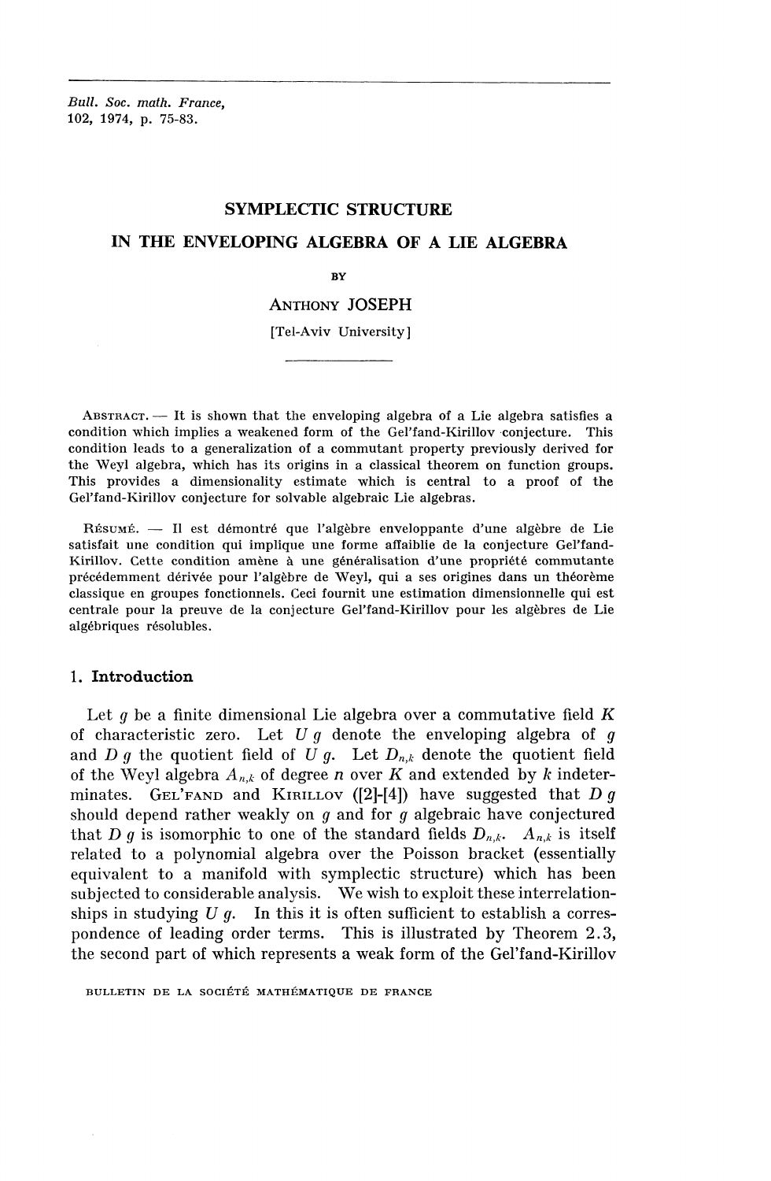Bull. Soc. math. France,
102, 1974, p. 75-83.

# SYMPLECTIC STRUCTURE IN THE ENVELOPING ALGEBRA OF A LIE ALGEBRA

BY

**ANTHONY JOSEPH**

[Tel-Aviv University]

---

ABSTRACT. — It is shown that the enveloping algebra of a Lie algebra satisfies a condition which implies a weakened form of the Gel'fand-Kirillov conjecture. This condition leads to a generalization of a commutant property previously derived for the Weyl algebra, which has its origins in a classical theorem on function groups. This provides a dimensionality estimate which is central to a proof of the Gel'fand-Kirillov conjecture for solvable algebraic Lie algebras.

RÉSUMÉ. — Il est démontré que l'algèbre enveloppante d'une algèbre de Lie satisfait une condition qui implique une forme affaiblie de la conjecture Gel'fand-Kirillov. Cette condition amène à une généralisation d'une propriété commutante précédemment dérivée pour l'algèbre de Weyl, qui a ses origines dans un théorème classique en groupes fonctionnels. Ceci fournit une estimation dimensionnelle qui est centrale pour la preuve de la conjecture Gel'fand-Kirillov pour les algèbres de Lie algébriques résolubles.

## 1. Introduction

Let $g$ be a finite dimensional Lie algebra over a commutative field $K$ of characteristic zero. Let $U\,g$ denote the enveloping algebra of $g$ and $D\,g$ the quotient field of $U\,g$. Let $D_{n,k}$ denote the quotient field of the Weyl algebra $A_{n,k}$ of degree $n$ over $K$ and extended by $k$ indeterminates. GEL'FAND and KIRILLOV ([2]-[4]) have suggested that $D\,g$ should depend rather weakly on $g$ and for $g$ algebraic have conjectured that $D\,g$ is isomorphic to one of the standard fields $D_{n,k}$. $A_{n,k}$ is itself related to a polynomial algebra over the Poisson bracket (essentially equivalent to a manifold with symplectic structure) which has been subjected to considerable analysis. We wish to exploit these interrelationships in studying $U\,g$. In this it is often sufficient to establish a correspondence of leading order terms. This is illustrated by Theorem 2.3, the second part of which represents a weak form of the Gel'fand-Kirillov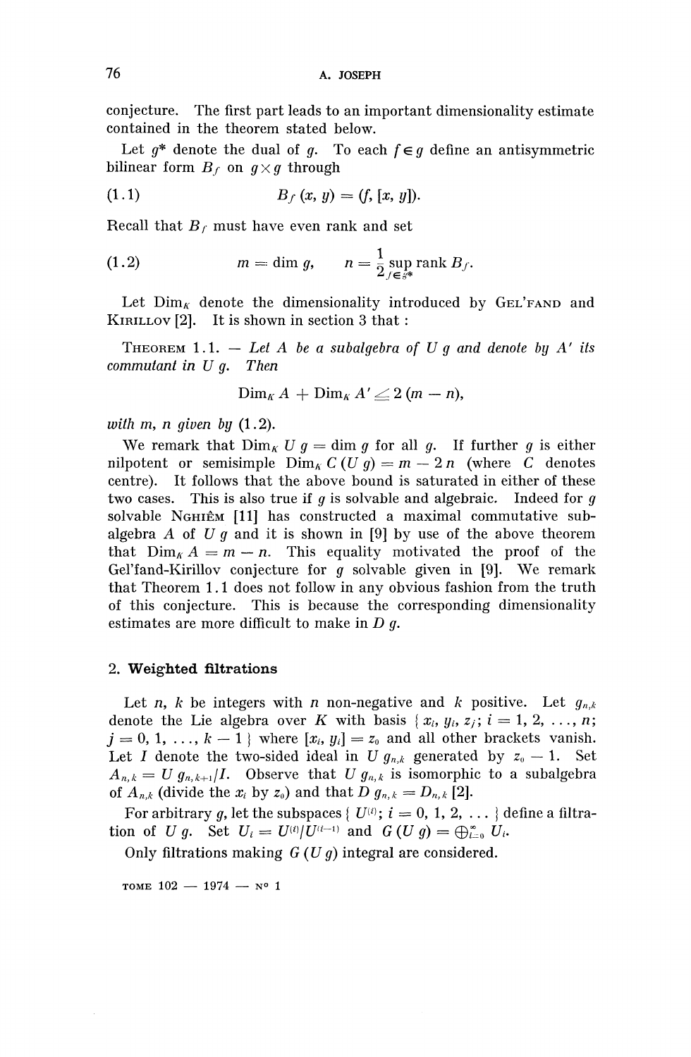conjecture. The first part leads to an important dimensionality estimate contained in the theorem stated below.

Let $g^*$ denote the dual of $g$. To each $f \in g$ define an antisymmetric bilinear form $B_f$ on $g \times g$ through

$$(1.1) \qquad B_f(x, y) = (f, [x, y]).$$

Recall that $B_f$ must have even rank and set

$$(1.2) \qquad m = \dim g, \qquad n = \frac{1}{2} \sup_{f \in g^*} \operatorname{rank} B_f.$$

Let $\operatorname{Dim}_K$ denote the dimensionality introduced by Gel'fand and Kirillov [2]. It is shown in section 3 that :

Theorem 1.1. — *Let $A$ be a subalgebra of $U g$ and denote by $A'$ its commutant in $U g$. Then*

$$\operatorname{Dim}_K A + \operatorname{Dim}_K A' \leq 2(m - n),$$

*with $m$, $n$ given by* (1.2).

We remark that $\operatorname{Dim}_K U g = \dim g$ for all $g$. If further $g$ is either nilpotent or semisimple $\operatorname{Dim}_K C(U g) = m - 2n$ (where $C$ denotes centre). It follows that the above bound is saturated in either of these two cases. This is also true if $g$ is solvable and algebraic. Indeed for $g$ solvable Nghiêm [11] has constructed a maximal commutative subalgebra $A$ of $U g$ and it is shown in [9] by use of the above theorem that $\operatorname{Dim}_K A = m - n$. This equality motivated the proof of the Gel'fand-Kirillov conjecture for $g$ solvable given in [9]. We remark that Theorem 1.1 does not follow in any obvious fashion from the truth of this conjecture. This is because the corresponding dimensionality estimates are more difficult to make in $D g$.

## 2. Weighted filtrations

Let $n$, $k$ be integers with $n$ non-negative and $k$ positive. Let $g_{n,k}$ denote the Lie algebra over $K$ with basis $\{ x_i, y_i, z_j ; i = 1, 2, \ldots, n ; j = 0, 1, \ldots, k - 1 \}$ where $[x_i, y_i] = z_0$ and all other brackets vanish. Let $I$ denote the two-sided ideal in $U g_{n,k}$ generated by $z_0 - 1$. Set $A_{n,k} = U g_{n,k+1}/I$. Observe that $U g_{n,k}$ is isomorphic to a subalgebra of $A_{n,k}$ (divide the $x_i$ by $z_0$) and that $D g_{n,k} = D_{n,k}$ [2].

For arbitrary $g$, let the subspaces $\{ U^{(i)} ; i = 0, 1, 2, \ldots \}$ define a filtration of $U g$. Set $U_i = U^{(i)}/U^{(i-1)}$ and $G(U g) = \oplus_{i=0}^{\infty} U_i$.

Only filtrations making $G(U g)$ integral are considered.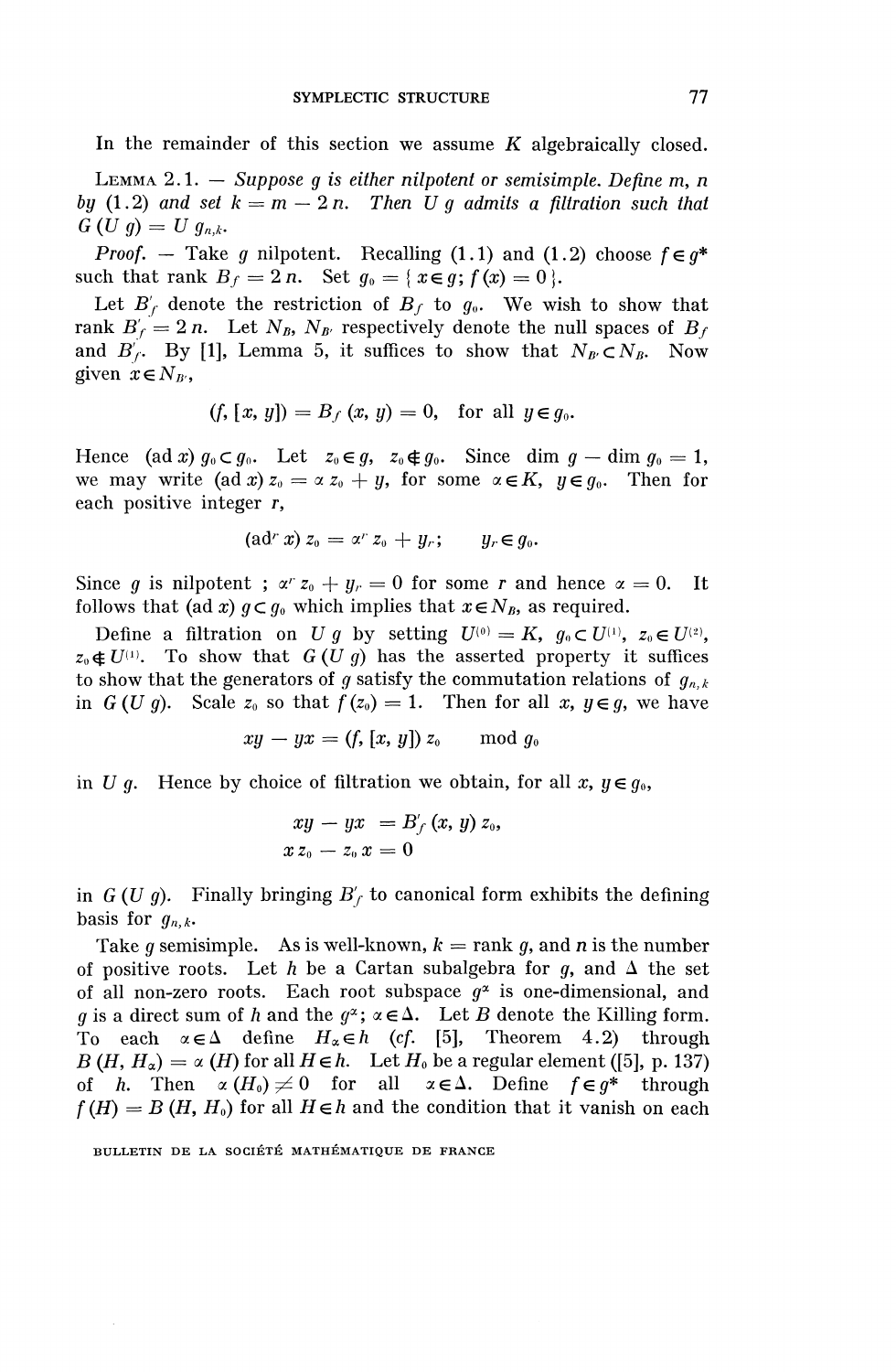In the remainder of this section we assume $K$ algebraically closed.

LEMMA 2.1. — *Suppose $g$ is either nilpotent or semisimple. Define $m$, $n$ by* (1.2) *and set $k = m - 2n$. Then $U g$ admits a filtration such that $G(U g) = U g_{n,k}$.*

*Proof.* — Take $g$ nilpotent. Recalling (1.1) and (1.2) choose $f \in g^*$ such that rank $B_f = 2n$. Set $g_0 = \{ x \in g; f(x) = 0 \}$.

Let $B'_f$ denote the restriction of $B_f$ to $g_0$. We wish to show that rank $B'_f = 2n$. Let $N_B$, $N_{B'}$ respectively denote the null spaces of $B_f$ and $B'_f$. By [1], Lemma 5, it suffices to show that $N_{B'} \subset N_B$. Now given $x \in N_{B'}$,

$$(f, [x, y]) = B_f(x, y) = 0, \quad \text{for all } y \in g_0.$$

Hence $(\operatorname{ad} x) g_0 \subset g_0$. Let $z_0 \in g$, $z_0 \notin g_0$. Since $\dim g - \dim g_0 = 1$, we may write $(\operatorname{ad} x) z_0 = \alpha z_0 + y$, for some $\alpha \in K$, $y \in g_0$. Then for each positive integer $r$,

$$(\operatorname{ad}^r x) z_0 = \alpha^r z_0 + y_r; \qquad y_r \in g_0.$$

Since $g$ is nilpotent ; $\alpha^r z_0 + y_r = 0$ for some $r$ and hence $\alpha = 0$. It follows that $(\operatorname{ad} x) g \subset g_0$ which implies that $x \in N_B$, as required.

Define a filtration on $U g$ by setting $U^{(0)} = K$, $g_0 \subset U^{(1)}$, $z_0 \in U^{(2)}$, $z_0 \notin U^{(1)}$. To show that $G(U g)$ has the asserted property it suffices to show that the generators of $g$ satisfy the commutation relations of $g_{n,k}$ in $G(U g)$. Scale $z_0$ so that $f(z_0) = 1$. Then for all $x, y \in g$, we have

$$xy - yx = (f, [x, y]) z_0 \qquad \text{mod } g_0$$

in $U g$. Hence by choice of filtration we obtain, for all $x, y \in g_0$,

$$xy - yx = B'_f(x, y) z_0,$$
$$x z_0 - z_0 x = 0$$

in $G(U g)$. Finally bringing $B'_f$ to canonical form exhibits the defining basis for $g_{n,k}$.

Take $g$ semisimple. As is well-known, $k = \operatorname{rank} g$, and $n$ is the number of positive roots. Let $h$ be a Cartan subalgebra for $g$, and $\Delta$ the set of all non-zero roots. Each root subspace $g^\alpha$ is one-dimensional, and $g$ is a direct sum of $h$ and the $g^\alpha$; $\alpha \in \Delta$. Let $B$ denote the Killing form. To each $\alpha \in \Delta$ define $H_\alpha \in h$ (*cf.* [5], Theorem 4.2) through $B(H, H_\alpha) = \alpha(H)$ for all $H \in h$. Let $H_0$ be a regular element ([5], p. 137) of $h$. Then $\alpha(H_0) \neq 0$ for all $\alpha \in \Delta$. Define $f \in g^*$ through $f(H) = B(H, H_0)$ for all $H \in h$ and the condition that it vanish on each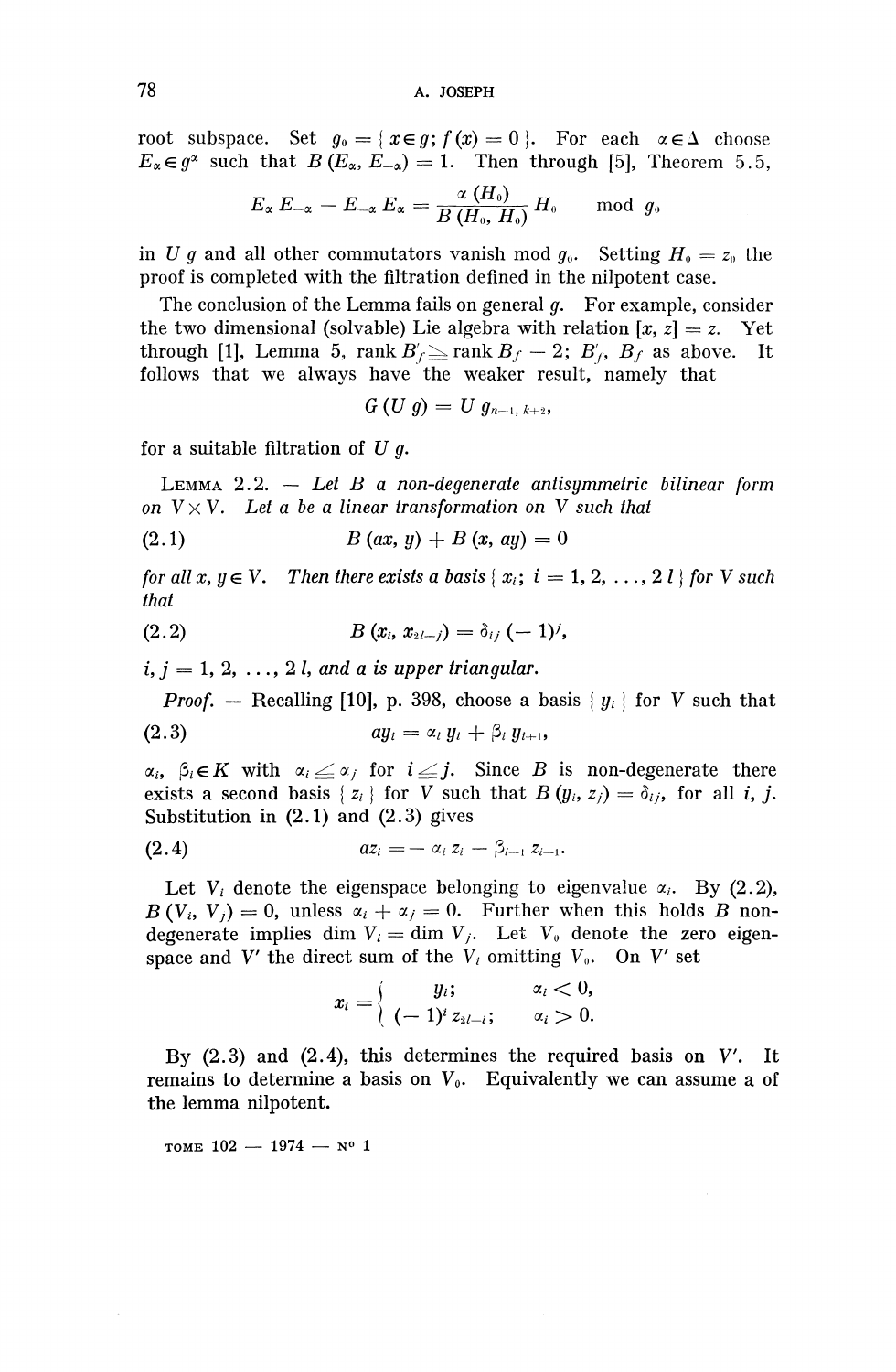root subspace. Set $g_0 = \{ x \in g ; f(x) = 0 \}$. For each $\alpha \in \Delta$ choose $E_\alpha \in g^\alpha$ such that $B(E_\alpha, E_{-\alpha}) = 1$. Then through [5], Theorem 5.5,

$$E_\alpha E_{-\alpha} - E_{-\alpha} E_\alpha = \frac{\alpha(H_0)}{B(H_0, H_0)} H_0 \qquad \text{mod } g_0$$

in $U g$ and all other commutators vanish mod $g_0$. Setting $H_0 = z_0$ the proof is completed with the filtration defined in the nilpotent case.

The conclusion of the Lemma fails on general $g$. For example, consider the two dimensional (solvable) Lie algebra with relation $[x, z] = z$. Yet through [1], Lemma 5, rank $B'_f \geq$ rank $B_f - 2$; $B'_f$, $B_f$ as above. It follows that we always have the weaker result, namely that

$$G(U g) = U g_{n-1,\, k+2},$$

for a suitable filtration of $U g$.

LEMMA 2.2. — *Let $B$ a non-degenerate antisymmetric bilinear form on $V \times V$. Let $a$ be a linear transformation on $V$ such that*

$$B(ax, y) + B(x, ay) = 0 \tag{2.1}$$

*for all $x, y \in V$. Then there exists a basis $\{ x_i ;\ i = 1, 2, \ldots, 2l \}$ for $V$ such that*

$$B(x_i, x_{2l-j}) = \delta_{ij} (-1)^j, \tag{2.2}$$

*$i, j = 1, 2, \ldots, 2l$, and $a$ is upper triangular.*

*Proof.* — Recalling [10], p. 398, choose a basis $\{ y_i \}$ for $V$ such that

$$a y_i = \alpha_i y_i + \beta_i y_{i+1}, \tag{2.3}$$

$\alpha_i, \beta_i \in K$ with $\alpha_i \leq \alpha_j$ for $i \leq j$. Since $B$ is non-degenerate there exists a second basis $\{ z_i \}$ for $V$ such that $B(y_i, z_j) = \delta_{ij}$, for all $i, j$. Substitution in (2.1) and (2.3) gives

$$a z_i = -\alpha_i z_i - \beta_{i-1} z_{i-1}. \tag{2.4}$$

Let $V_i$ denote the eigenspace belonging to eigenvalue $\alpha_i$. By (2.2), $B(V_i, V_j) = 0$, unless $\alpha_i + \alpha_j = 0$. Further when this holds $B$ non-degenerate implies $\dim V_i = \dim V_j$. Let $V_0$ denote the zero eigenspace and $V'$ the direct sum of the $V_i$ omitting $V_0$. On $V'$ set

$$x_i = \begin{cases} y_i ; & \alpha_i < 0, \\ (-1)^i z_{2l-i} ; & \alpha_i > 0. \end{cases}$$

By (2.3) and (2.4), this determines the required basis on $V'$. It remains to determine a basis on $V_0$. Equivalently we can assume a of the lemma nilpotent.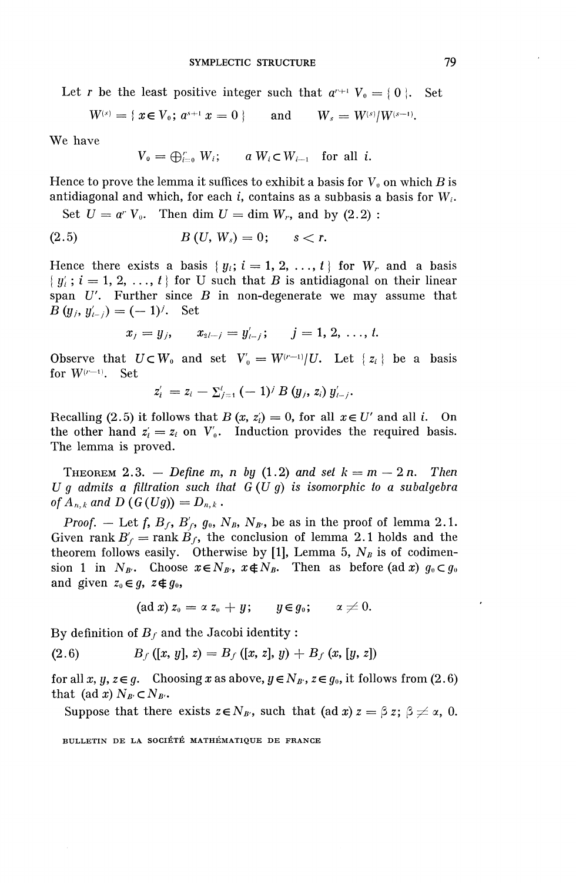Let $r$ be the least positive integer such that $a^{r+1} V_0 = \{0\}$. Set

$$W^{(s)} = \{ x \in V_0 ; a^{s+1} x = 0 \} \qquad \text{and} \qquad W_s = W^{(s)}/W^{(s-1)}.$$

We have

$$V_0 = \oplus_{i=0}^{r} W_i ; \qquad a\, W_i \subset W_{i-1} \quad \text{for all } i.$$

Hence to prove the lemma it suffices to exhibit a basis for $V_0$ on which $B$ is antidiagonal and which, for each $i$, contains as a subbasis a basis for $W_i$.

Set $U = a^r V_0$. Then $\dim U = \dim W_r$, and by (2.2) :

$$B(U, W_s) = 0; \qquad s < r. \tag{2.5}$$

Hence there exists a basis $\{ y_i ; i = 1, 2, \ldots, t \}$ for $W_r$ and a basis $\{ y'_i ; i = 1, 2, \ldots, t \}$ for U such that $B$ is antidiagonal on their linear span $U'$. Further since $B$ in non-degenerate we may assume that $B(y_j, y'_{t-j}) = (-1)^j$. Set

$$x_j = y_j, \qquad x_{2t-j} = y'_{t-j}; \qquad j = 1, 2, \ldots, t.$$

Observe that $U \subset W_0$ and set $V'_0 = W^{(r-1)}/U$. Let $\{ z_i \}$ be a basis for $W^{(r-1)}$. Set

$$z'_i = z_i - \Sigma_{j=1}^{t} (-1)^j B(y_j, z_i)\, y'_{t-j}.$$

Recalling (2.5) it follows that $B(x, z'_i) = 0$, for all $x \in U'$ and all $i$. On the other hand $z'_i = z_i$ on $V'_0$. Induction provides the required basis. The lemma is proved.

THEOREM 2.3. — *Define $m$, $n$ by* (1.2) *and set $k = m - 2n$. Then $U g$ admits a filtration such that $G(U g)$ is isomorphic to a subalgebra of $A_{n,k}$ and $D(G(Ug)) = D_{n,k}$.*

*Proof.* — Let $f$, $B_f$, $B'_f$, $g_0$, $N_B$, $N_{B'}$, be as in the proof of lemma 2.1. Given rank $B'_f$ = rank $B_f$, the conclusion of lemma 2.1 holds and the theorem follows easily. Otherwise by [1], Lemma 5, $N_B$ is of codimension 1 in $N_{B'}$. Choose $x \in N_{B'}$, $x \notin N_B$. Then as before $(\text{ad}\, x)\, g_0 \subset g_0$ and given $z_0 \in g$, $z \notin g_0$,

$$(\text{ad}\, x)\, z_0 = \alpha\, z_0 + y; \qquad y \in g_0; \qquad \alpha \neq 0.$$

By definition of $B_f$ and the Jacobi identity :

$$B_f([x, y], z) = B_f([x, z], y) + B_f(x, [y, z]) \tag{2.6}$$

for all $x, y, z \in g$. Choosing $x$ as above, $y \in N_{B'}$, $z \in g_0$, it follows from (2.6) that $(\text{ad}\, x)\, N_{B'} \subset N_{B'}$.

Suppose that there exists $z \in N_{B'}$, such that $(\text{ad}\, x)\, z = \beta\, z$; $\beta \neq \alpha$, 0.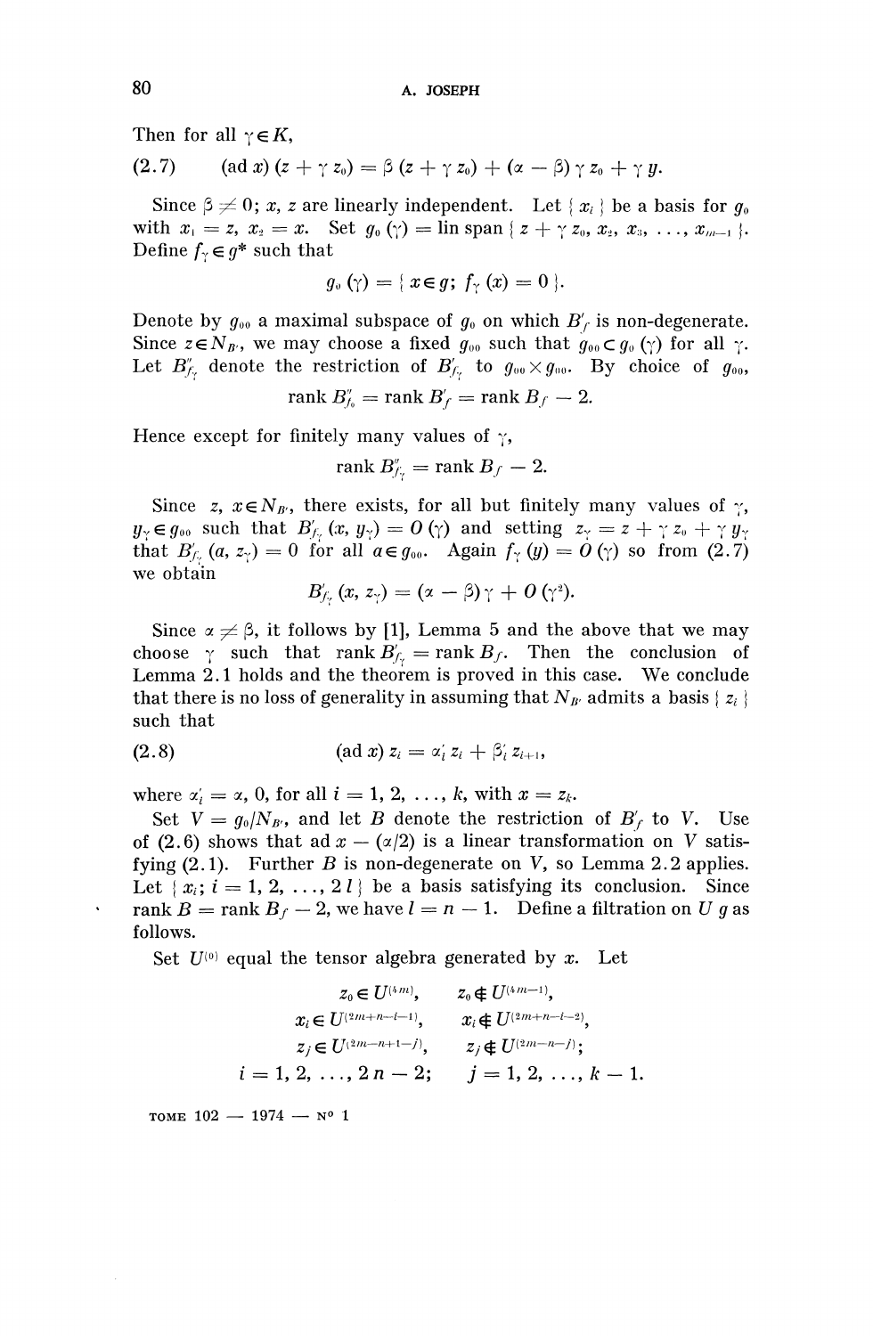Then for all $\gamma \in K$,

$$(2.7) \qquad (\text{ad } x)(z + \gamma z_0) = \beta (z + \gamma z_0) + (\alpha - \beta) \gamma z_0 + \gamma y.$$

Since $\beta \neq 0$; $x$, $z$ are linearly independent. Let $\{ x_i \}$ be a basis for $g_0$ with $x_1 = z$, $x_2 = x$. Set $g_0(\gamma) = \text{lin span} \{ z + \gamma z_0, x_2, x_3, \ldots, x_{m-1} \}$. Define $f_\gamma \in g^*$ such that

$$g_0(\gamma) = \{ x \in g;\ f_\gamma(x) = 0 \}.$$

Denote by $g_{00}$ a maximal subspace of $g_0$ on which $B'_f$ is non-degenerate. Since $z \in N_{B'}$, we may choose a fixed $g_{00}$ such that $g_{00} \subset g_0(\gamma)$ for all $\gamma$. Let $B''_{f_\gamma}$ denote the restriction of $B'_{f_\gamma}$ to $g_{00} \times g_{00}$. By choice of $g_{00}$,

$$\text{rank } B''_{f_0} = \text{rank } B'_f = \text{rank } B_f - 2.$$

Hence except for finitely many values of $\gamma$,

$$\text{rank } B''_{f_\gamma} = \text{rank } B_f - 2.$$

Since $z$, $x \in N_{B'}$, there exists, for all but finitely many values of $\gamma$, $y_\gamma \in g_{00}$ such that $B'_{f_\gamma}(x, y_\gamma) = O(\gamma)$ and setting $z_\gamma = z + \gamma z_0 + \gamma y_\gamma$ that $B'_{f_\gamma}(a, z_\gamma) = 0$ for all $a \in g_{00}$. Again $f_\gamma(y) = O(\gamma)$ so from (2.7) we obtain

$$B'_{f_\gamma}(x, z_\gamma) = (\alpha - \beta)\gamma + O(\gamma^2).$$

Since $\alpha \neq \beta$, it follows by [1], Lemma 5 and the above that we may choose $\gamma$ such that $\text{rank } B'_{f_\gamma} = \text{rank } B_f$. Then the conclusion of Lemma 2.1 holds and the theorem is proved in this case. We conclude that there is no loss of generality in assuming that $N_{B'}$ admits a basis $\{ z_i \}$ such that

$$(2.8) \qquad (\text{ad } x) z_i = \alpha'_i z_i + \beta'_i z_{i+1},$$

where $\alpha'_i = \alpha$, 0, for all $i = 1, 2, \ldots, k$, with $x = z_k$.

Set $V = g_0 / N_{B'}$, and let $B$ denote the restriction of $B'_f$ to $V$. Use of (2.6) shows that $\text{ad } x - (\alpha/2)$ is a linear transformation on $V$ satisfying (2.1). Further $B$ is non-degenerate on $V$, so Lemma 2.2 applies. Let $\{ x_i;\ i = 1, 2, \ldots, 2l \}$ be a basis satisfying its conclusion. Since $\text{rank } B = \text{rank } B_f - 2$, we have $l = n - 1$. Define a filtration on $U g$ as follows.

Set $U^{(0)}$ equal the tensor algebra generated by $x$. Let

$$
\begin{array}{ll}
z_0 \in U^{(4m)}, & z_0 \notin U^{(4m-1)}, \\
x_i \in U^{(2m+n-i-1)}, & x_i \notin U^{(2m+n-i-2)}, \\
z_j \in U^{(2m-n+1-j)}, & z_j \notin U^{(2m-n-j)}; \\
i = 1, 2, \ldots, 2n-2; & j = 1, 2, \ldots, k-1.
\end{array}
$$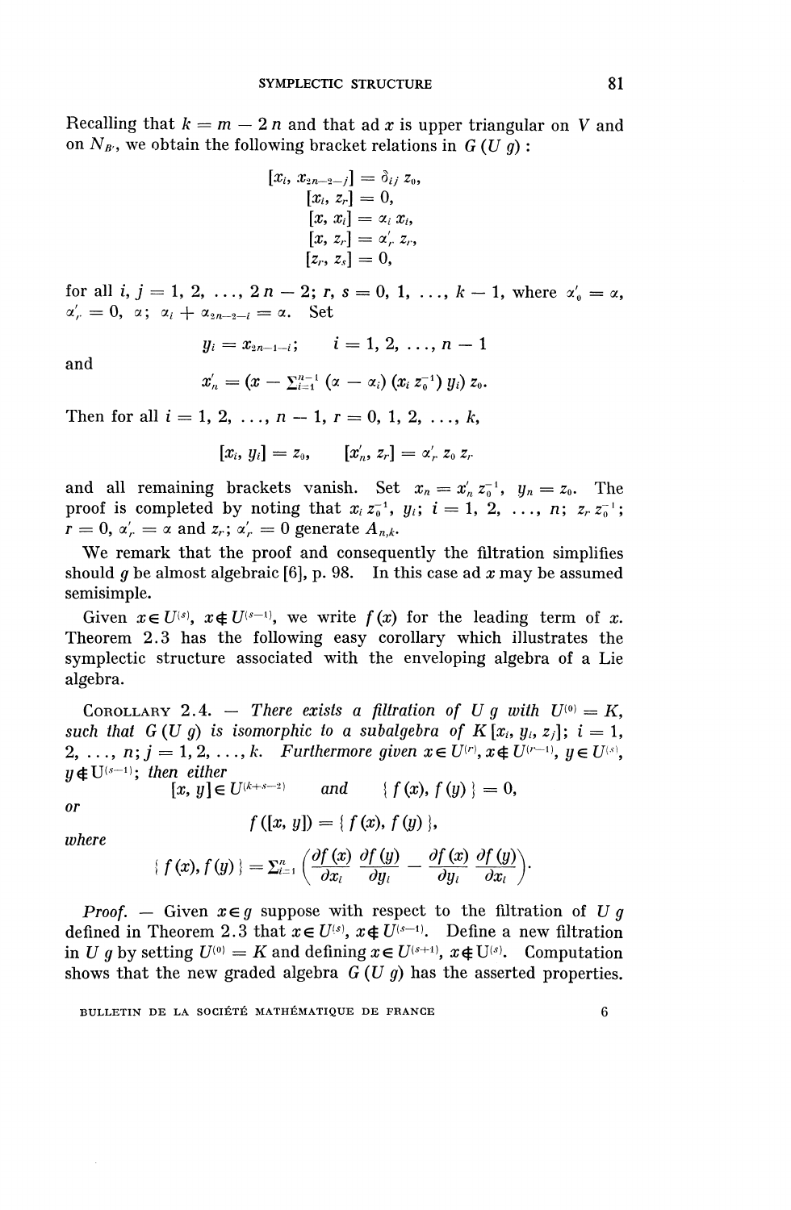Recalling that $k = m - 2n$ and that ad $x$ is upper triangular on $V$ and on $N_{B'}$, we obtain the following bracket relations in $G(U\,g)$ :

$$
\begin{aligned}
[x_i, x_{2n-2-j}] &= \delta_{ij}\, z_0, \\
[x_i, z_r] &= 0, \\
[x, x_i] &= \alpha_i\, x_i, \\
[x, z_r] &= \alpha'_r\, z_r, \\
[z_r, z_s] &= 0,
\end{aligned}
$$

for all $i, j = 1, 2, \ldots, 2n-2$; $r, s = 0, 1, \ldots, k-1$, where $\alpha'_0 = \alpha$, $\alpha'_r = 0$, $\alpha$; $\alpha_i + \alpha_{2n-2-i} = \alpha$. Set

$$y_i = x_{2n-1-i}; \qquad i = 1, 2, \ldots, n-1$$

and

$$x'_n = (x - \textstyle\sum_{i=1}^{n-1} (\alpha - \alpha_i)(x_i z_0^{-1})\, y_i)\, z_0.$$

Then for all $i = 1, 2, \ldots, n-1$, $r = 0, 1, 2, \ldots, k$,

$$[x_i, y_i] = z_0, \qquad [x'_n, z_r] = \alpha'_r\, z_0\, z_r$$

and all remaining brackets vanish. Set $x_n = x'_n z_0^{-1}$, $y_n = z_0$. The proof is completed by noting that $x_i z_0^{-1}$, $y_i$; $i = 1, 2, \ldots, n$; $z_r z_0^{-1}$; $r = 0$, $\alpha'_r = \alpha$ and $z_r$; $\alpha'_r = 0$ generate $A_{n,k}$.

We remark that the proof and consequently the filtration simplifies should $g$ be almost algebraic [6], p. 98. In this case ad $x$ may be assumed semisimple.

Given $x \in U^{(s)}$, $x \notin U^{(s-1)}$, we write $f(x)$ for the leading term of $x$. Theorem 2.3 has the following easy corollary which illustrates the symplectic structure associated with the enveloping algebra of a Lie algebra.

COROLLARY 2.4. — *There exists a filtration of $U\,g$ with $U^{(0)} = K$, such that $G(U\,g)$ is isomorphic to a subalgebra of $K[x_i, y_i, z_j]$; $i = 1, 2, \ldots, n$; $j = 1, 2, \ldots, k$. Furthermore given $x \in U^{(r)}$, $x \notin U^{(r-1)}$, $y \in U^{(s)}$, $y \notin U^{(s-1)}$; then either*

$$[x, y] \in U^{(k+s-2)} \qquad \textit{and} \qquad \{ f(x), f(y) \} = 0,$$

*or*

$$f([x, y]) = \{ f(x), f(y) \},$$

*where*

$$\{ f(x), f(y) \} = \sum_{i=1}^{n} \left( \frac{\partial f(x)}{\partial x_i} \frac{\partial f(y)}{\partial y_i} - \frac{\partial f(x)}{\partial y_i} \frac{\partial f(y)}{\partial x_i} \right).$$

*Proof.* — Given $x \in g$ suppose with respect to the filtration of $U\,g$ defined in Theorem 2.3 that $x \in U^{(s)}$, $x \notin U^{(s-1)}$. Define a new filtration in $U\,g$ by setting $U^{(0)} = K$ and defining $x \in U^{(s+1)}$, $x \notin U^{(s)}$. Computation shows that the new graded algebra $G(U\,g)$ has the asserted properties.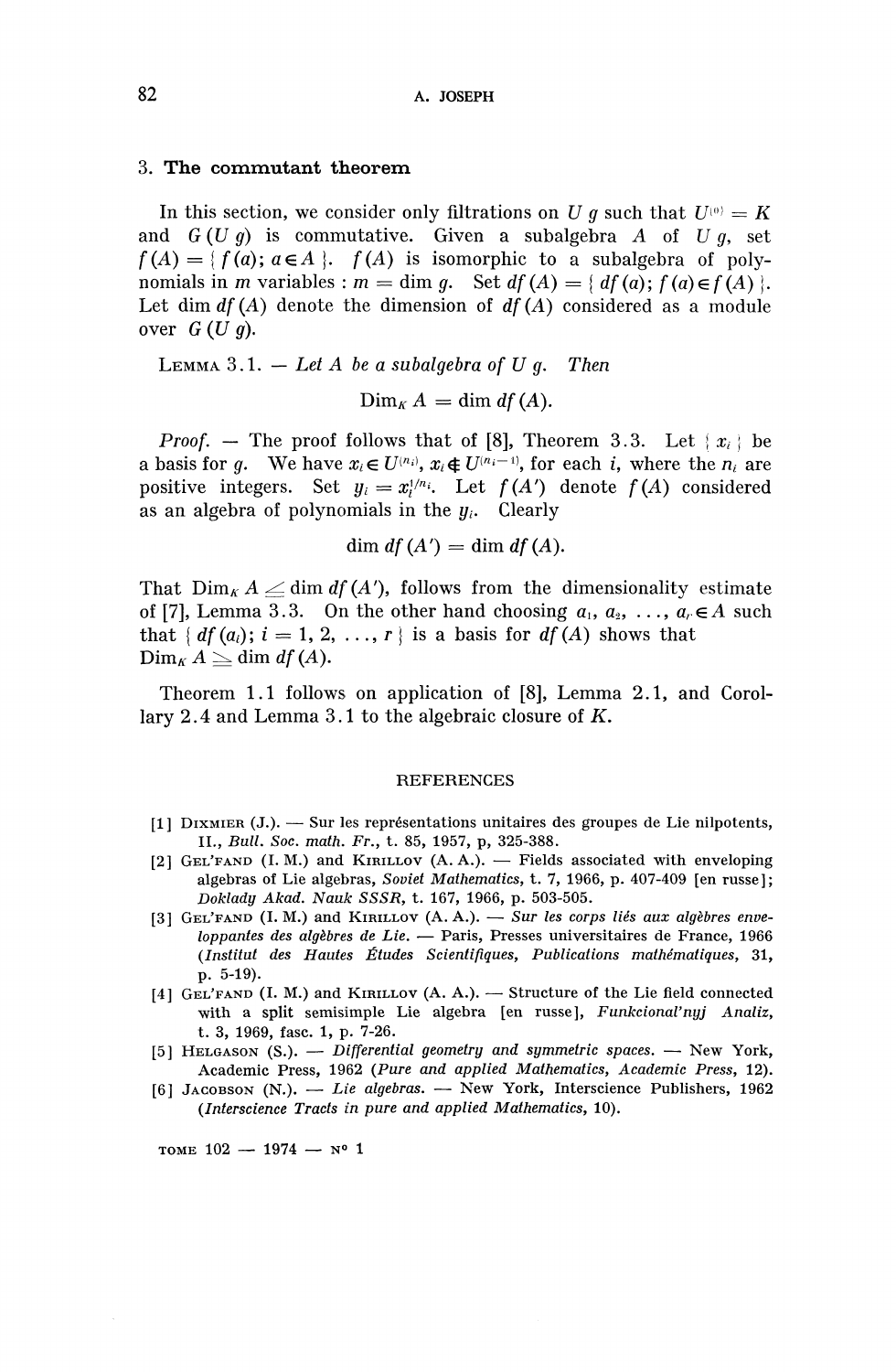## 3. The commutant theorem

In this section, we consider only filtrations on $U\,g$ such that $U^{(0)} = K$ and $G(U\,g)$ is commutative. Given a subalgebra $A$ of $U\,g$, set $f(A) = \{ f(a); a \in A \}$. $f(A)$ is isomorphic to a subalgebra of polynomials in $m$ variables : $m = \dim g$. Set $df(A) = \{ df(a); f(a) \in f(A) \}$. Let $\dim df(A)$ denote the dimension of $df(A)$ considered as a module over $G(U\,g)$.

LEMMA 3.1. — *Let $A$ be a subalgebra of $U\,g$. Then*

$$\mathrm{Dim}_K A = \dim df(A).$$

*Proof.* — The proof follows that of [8], Theorem 3.3. Let $\{ x_i \}$ be a basis for $g$. We have $x_i \in U^{(n_i)}$, $x_i \notin U^{(n_i - 1)}$, for each $i$, where the $n_i$ are positive integers. Set $y_i = x_i^{1/n_i}$. Let $f(A')$ denote $f(A)$ considered as an algebra of polynomials in the $y_i$. Clearly

$$\dim df(A') = \dim df(A).$$

That $\mathrm{Dim}_K A \leq \dim df(A')$, follows from the dimensionality estimate of [7], Lemma 3.3. On the other hand choosing $a_1, a_2, \ldots, a_r \in A$ such that $\{ df(a_i); i = 1, 2, \ldots, r \}$ is a basis for $df(A)$ shows that $\mathrm{Dim}_K A \geq \dim df(A)$.

Theorem 1.1 follows on application of [8], Lemma 2.1, and Corollary 2.4 and Lemma 3.1 to the algebraic closure of $K$.

## REFERENCES

[1] DIXMIER (J.). — Sur les représentations unitaires des groupes de Lie nilpotents, II., *Bull. Soc. math. Fr.*, t. 85, 1957, p, 325-388.

[2] GEL'FAND (I. M.) and KIRILLOV (A. A.). — Fields associated with enveloping algebras of Lie algebras, *Soviet Mathematics*, t. 7, 1966, p. 407-409 [en russe]; *Doklady Akad. Nauk SSSR*, t. 167, 1966, p. 503-505.

[3] GEL'FAND (I. M.) and KIRILLOV (A. A.). — *Sur les corps liés aux algèbres enveloppantes des algèbres de Lie.* — Paris, Presses universitaires de France, 1966 (*Institut des Hautes Études Scientifiques, Publications mathématiques*, 31, p. 5-19).

[4] GEL'FAND (I. M.) and KIRILLOV (A. A.). — Structure of the Lie field connected with a split semisimple Lie algebra [en russe], *Funkcional'nyj Analiz*, t. 3, 1969, fasc. 1, p. 7-26.

[5] HELGASON (S.). — *Differential geometry and symmetric spaces.* — New York, Academic Press, 1962 (*Pure and applied Mathematics, Academic Press*, 12).

[6] JACOBSON (N.). — *Lie algebras.* — New York, Interscience Publishers, 1962 (*Interscience Tracts in pure and applied Mathematics*, 10).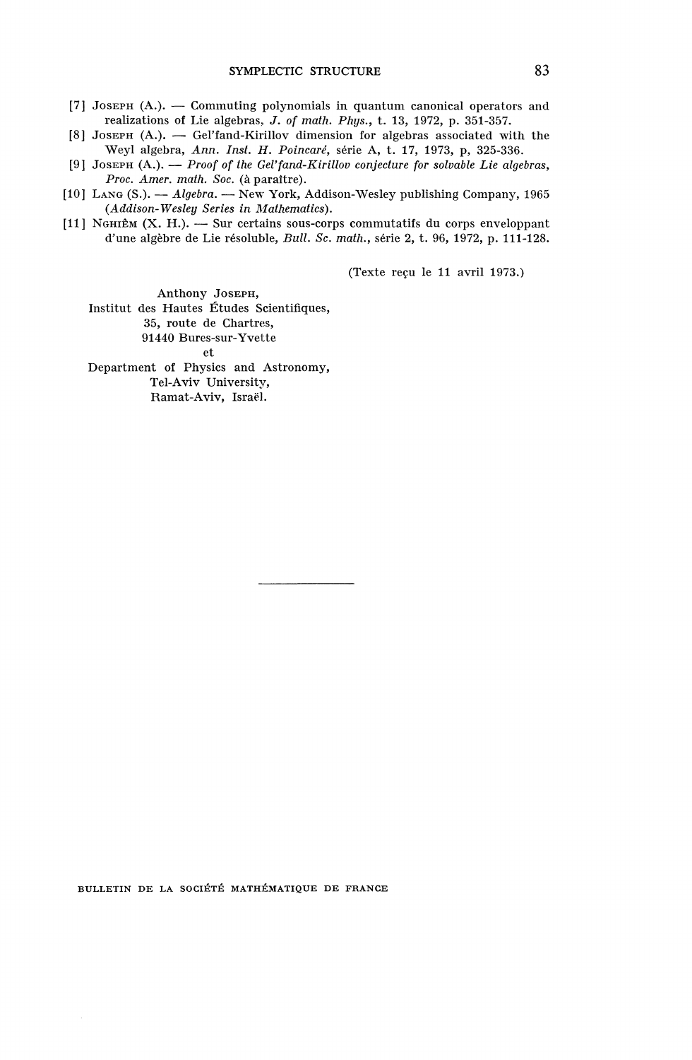[7] JOSEPH (A.). — Commuting polynomials in quantum canonical operators and realizations of Lie algebras, *J. of math. Phys.*, t. 13, 1972, p. 351-357.

[8] JOSEPH (A.). — Gel'fand-Kirillov dimension for algebras associated with the Weyl algebra, *Ann. Inst. H. Poincaré*, série A, t. 17, 1973, p, 325-336.

[9] JOSEPH (A.). — *Proof of the Gel'fand-Kirillov conjecture for solvable Lie algebras*, *Proc. Amer. math. Soc.* (à paraître).

[10] LANG (S.). — *Algebra*. — New York, Addison-Wesley publishing Company, 1965 (*Addison-Wesley Series in Mathematics*).

[11] NGHIÊM (X. H.). — Sur certains sous-corps commutatifs du corps enveloppant d'une algèbre de Lie résoluble, *Bull. Sc. math.*, série 2, t. 96, 1972, p. 111-128.

(Texte reçu le 11 avril 1973.)

Anthony JOSEPH,
Institut des Hautes Études Scientifiques,
35, route de Chartres,
91440 Bures-sur-Yvette
et
Department of Physics and Astronomy,
Tel-Aviv University,
Ramat-Aviv, Israël.